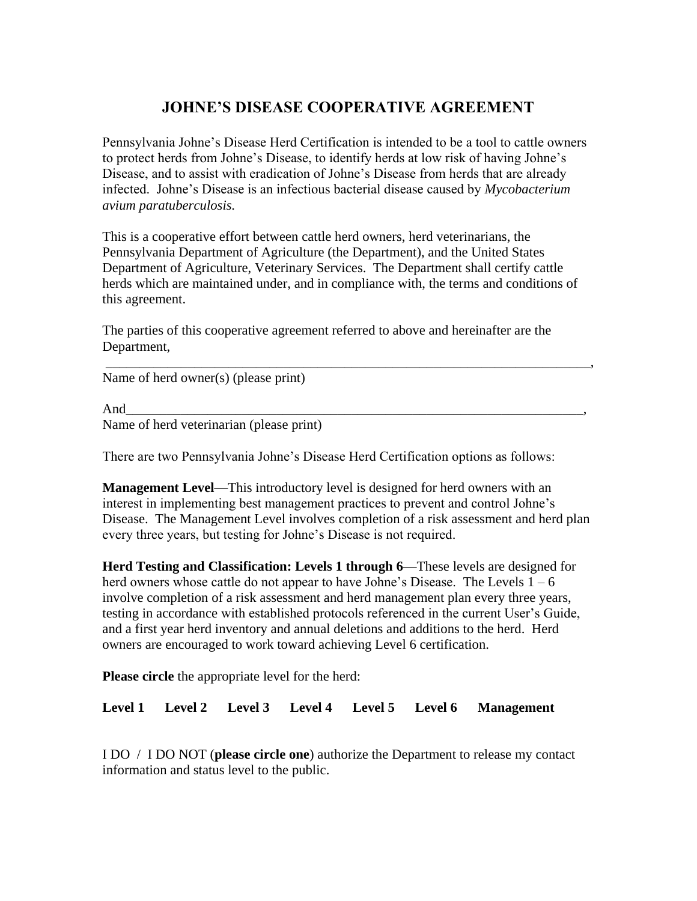# JOHNE'S DISEASE COOPERATIVE AGREEMENT

Pennsylvania Johne's Disease Herd Certification is intended to be a tool to cattle owners to protect herds from Johne's Disease, to identify herds at low risk of having Johne's Disease, and to assist with eradication of Johne's Disease from herds that are already infected. Johne's Disease is an infectious bacterial disease caused by *Mycobacterium avium paratuberculosis.*

This is a cooperative effort between cattle herd owners, herd veterinarians, the Pennsylvania Department of Agriculture (the Department), and the United States Department of Agriculture, Veterinary Services. The Department shall certify cattle herds which are maintained under, and in compliance with, the terms and conditions of this agreement.

The parties of this cooperative agreement referred to above and hereinafter are the Department,

___________________________________________________________________________,
Name of herd owner(s) (please print)

And_______________________________________________________________________,
Name of herd veterinarian (please print)

There are two Pennsylvania Johne's Disease Herd Certification options as follows:

**Management Level**—This introductory level is designed for herd owners with an interest in implementing best management practices to prevent and control Johne's Disease. The Management Level involves completion of a risk assessment and herd plan every three years, but testing for Johne's Disease is not required.

**Herd Testing and Classification: Levels 1 through 6**—These levels are designed for herd owners whose cattle do not appear to have Johne's Disease. The Levels 1 – 6 involve completion of a risk assessment and herd management plan every three years, testing in accordance with established protocols referenced in the current User's Guide, and a first year herd inventory and annual deletions and additions to the herd. Herd owners are encouraged to work toward achieving Level 6 certification.

**Please circle** the appropriate level for the herd:

**Level 1 Level 2 Level 3 Level 4 Level 5 Level 6 Management**

I DO / I DO NOT (**please circle one**) authorize the Department to release my contact information and status level to the public.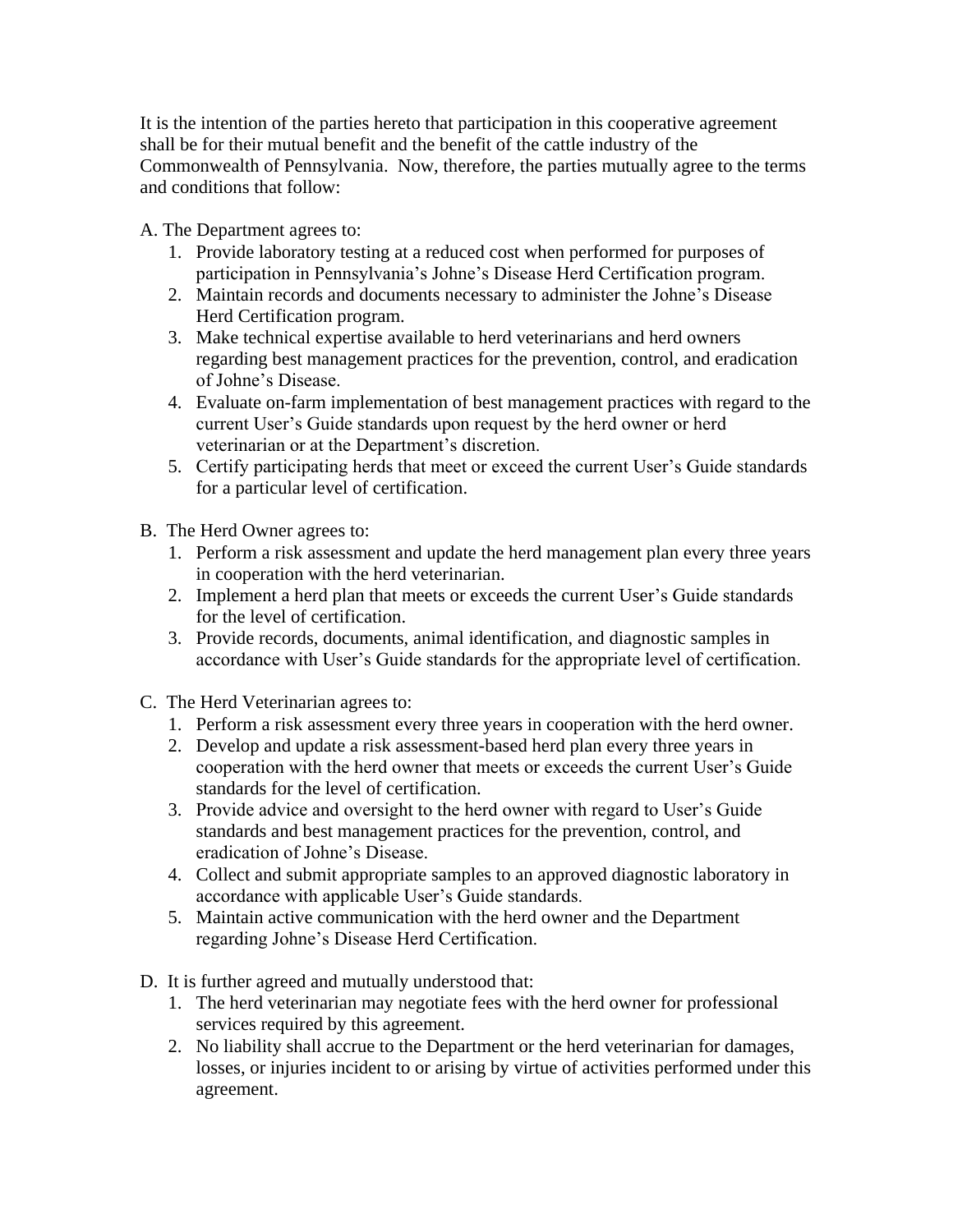It is the intention of the parties hereto that participation in this cooperative agreement shall be for their mutual benefit and the benefit of the cattle industry of the Commonwealth of Pennsylvania. Now, therefore, the parties mutually agree to the terms and conditions that follow:

A. The Department agrees to:

1. Provide laboratory testing at a reduced cost when performed for purposes of participation in Pennsylvania's Johne's Disease Herd Certification program.
2. Maintain records and documents necessary to administer the Johne's Disease Herd Certification program.
3. Make technical expertise available to herd veterinarians and herd owners regarding best management practices for the prevention, control, and eradication of Johne's Disease.
4. Evaluate on-farm implementation of best management practices with regard to the current User's Guide standards upon request by the herd owner or herd veterinarian or at the Department's discretion.
5. Certify participating herds that meet or exceed the current User's Guide standards for a particular level of certification.

B. The Herd Owner agrees to:

1. Perform a risk assessment and update the herd management plan every three years in cooperation with the herd veterinarian.
2. Implement a herd plan that meets or exceeds the current User's Guide standards for the level of certification.
3. Provide records, documents, animal identification, and diagnostic samples in accordance with User's Guide standards for the appropriate level of certification.

C. The Herd Veterinarian agrees to:

1. Perform a risk assessment every three years in cooperation with the herd owner.
2. Develop and update a risk assessment-based herd plan every three years in cooperation with the herd owner that meets or exceeds the current User's Guide standards for the level of certification.
3. Provide advice and oversight to the herd owner with regard to User's Guide standards and best management practices for the prevention, control, and eradication of Johne's Disease.
4. Collect and submit appropriate samples to an approved diagnostic laboratory in accordance with applicable User's Guide standards.
5. Maintain active communication with the herd owner and the Department regarding Johne's Disease Herd Certification.

D. It is further agreed and mutually understood that:

1. The herd veterinarian may negotiate fees with the herd owner for professional services required by this agreement.
2. No liability shall accrue to the Department or the herd veterinarian for damages, losses, or injuries incident to or arising by virtue of activities performed under this agreement.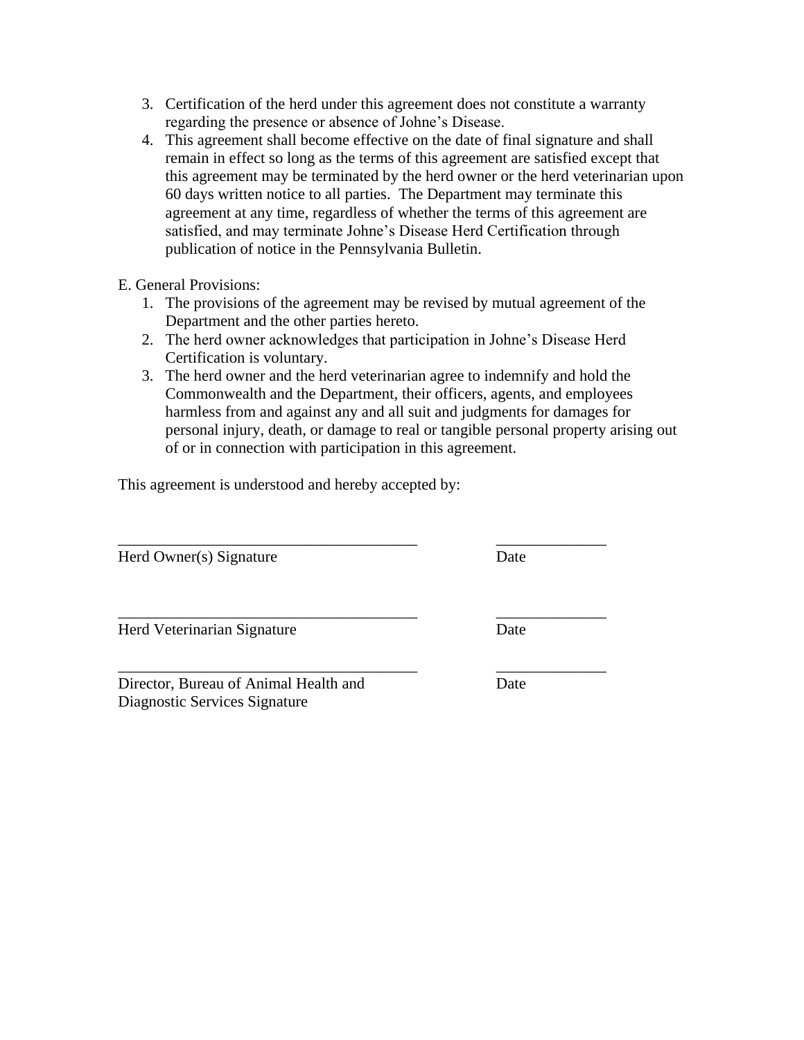3. Certification of the herd under this agreement does not constitute a warranty regarding the presence or absence of Johne's Disease.
4. This agreement shall become effective on the date of final signature and shall remain in effect so long as the terms of this agreement are satisfied except that this agreement may be terminated by the herd owner or the herd veterinarian upon 60 days written notice to all parties. The Department may terminate this agreement at any time, regardless of whether the terms of this agreement are satisfied, and may terminate Johne's Disease Herd Certification through publication of notice in the Pennsylvania Bulletin.

E. General Provisions:

1. The provisions of the agreement may be revised by mutual agreement of the Department and the other parties hereto.
2. The herd owner acknowledges that participation in Johne's Disease Herd Certification is voluntary.
3. The herd owner and the herd veterinarian agree to indemnify and hold the Commonwealth and the Department, their officers, agents, and employees harmless from and against any and all suit and judgments for damages for personal injury, death, or damage to real or tangible personal property arising out of or in connection with participation in this agreement.

This agreement is understood and hereby accepted by:

_______________________________________ ______________

Herd Owner(s) Signature Date

_______________________________________ ______________

Herd Veterinarian Signature Date

_______________________________________ ______________

Director, Bureau of Animal Health and Diagnostic Services Signature Date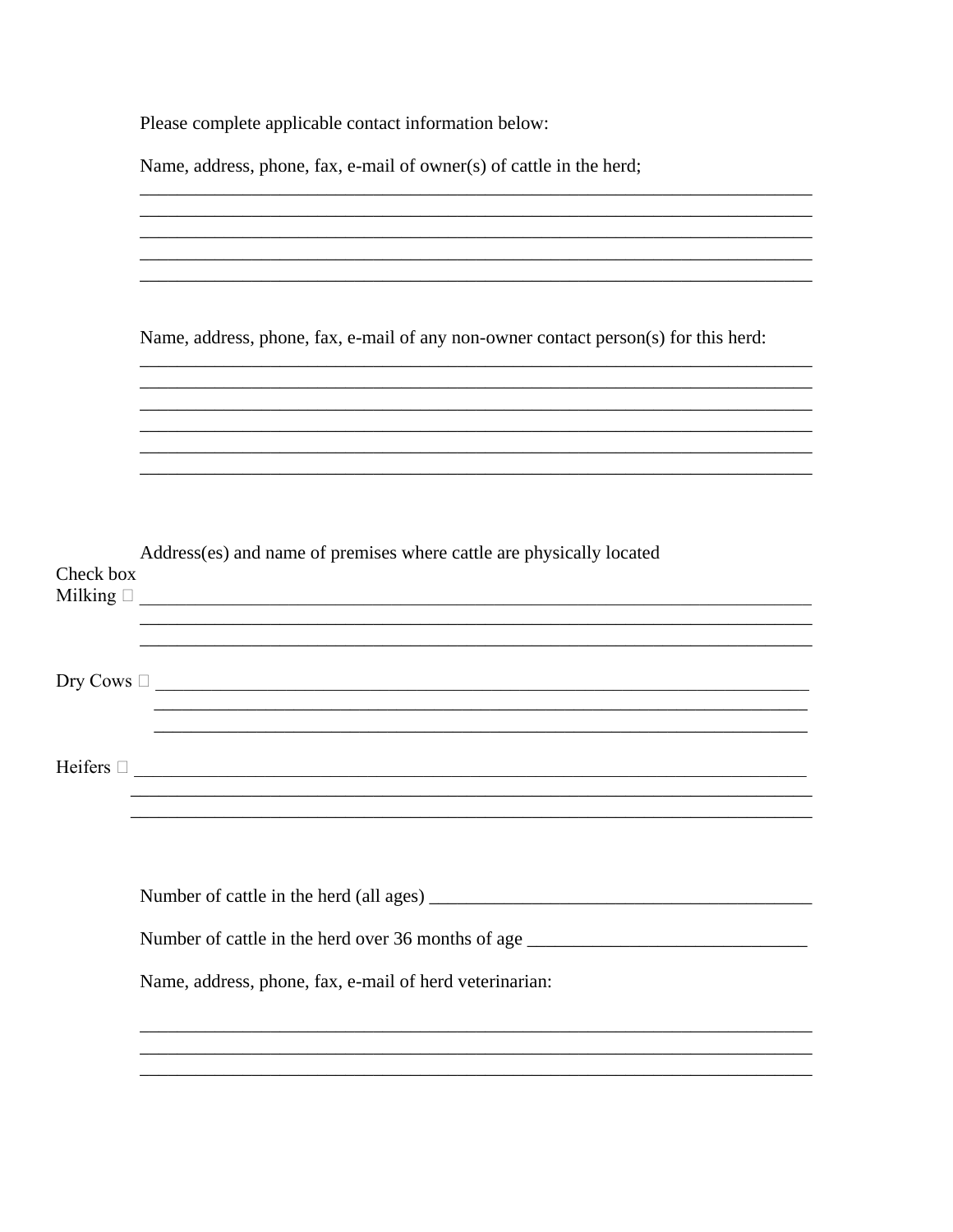Please complete applicable contact information below:

Name, address, phone, fax, e-mail of owner(s) of cattle in the herd;

_________________________________________________________________________
_________________________________________________________________________
_________________________________________________________________________
_________________________________________________________________________
_________________________________________________________________________

Name, address, phone, fax, e-mail of any non-owner contact person(s) for this herd:

_________________________________________________________________________
_________________________________________________________________________
_________________________________________________________________________
_________________________________________________________________________
_________________________________________________________________________
_________________________________________________________________________

Address(es) and name of premises where cattle are physically located

Check box

Milking ☐ _________________________________________________________________________
_________________________________________________________________________
_________________________________________________________________________

Dry Cows ☐ _________________________________________________________________________
_________________________________________________________________________
_________________________________________________________________________

Heifers ☐ _________________________________________________________________________
_________________________________________________________________________
_________________________________________________________________________

Number of cattle in the herd (all ages) ________________________________________

Number of cattle in the herd over 36 months of age ____________________________

Name, address, phone, fax, e-mail of herd veterinarian:

_________________________________________________________________________
_________________________________________________________________________
_________________________________________________________________________